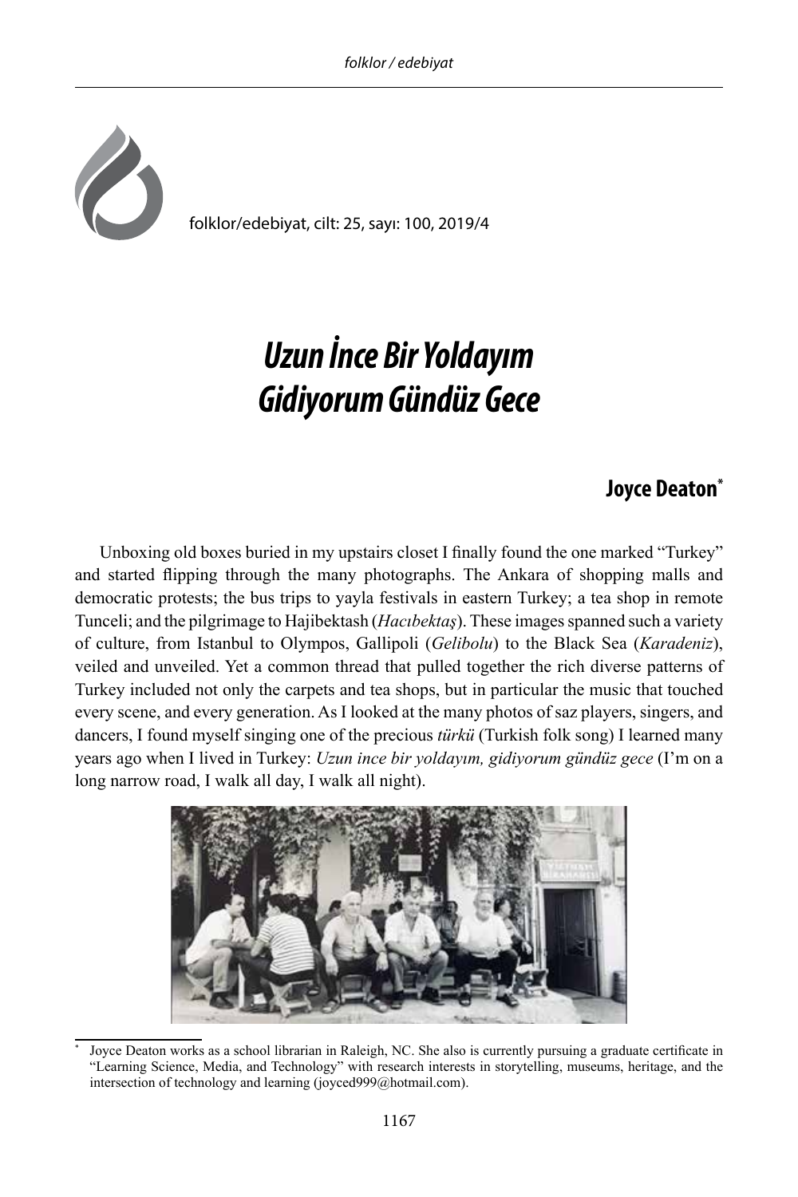# *Uzun İnce Bir Yoldayım Gidiyorum Gündüz Gece*

**Joyce Deaton***

Unboxing old boxes buried in my upstairs closet I finally found the one marked "Turkey" and started flipping through the many photographs. The Ankara of shopping malls and democratic protests; the bus trips to yayla festivals in eastern Turkey; a tea shop in remote Tunceli; and the pilgrimage to Hajibektash (*Hacıbektaş*). These images spanned such a variety of culture, from Istanbul to Olympos, Gallipoli (*Gelibolu*) to the Black Sea (*Karadeniz*), veiled and unveiled. Yet a common thread that pulled together the rich diverse patterns of Turkey included not only the carpets and tea shops, but in particular the music that touched every scene, and every generation. As I looked at the many photos of saz players, singers, and dancers, I found myself singing one of the precious *türkü* (Turkish folk song) I learned many years ago when I lived in Turkey: *Uzun ince bir yoldayım, gidiyorum gündüz gece* (I'm on a long narrow road, I walk all day, I walk all night).

---

\* Joyce Deaton works as a school librarian in Raleigh, NC. She also is currently pursuing a graduate certificate in "Learning Science, Media, and Technology" with research interests in storytelling, museums, heritage, and the intersection of technology and learning (joyced999@hotmail.com).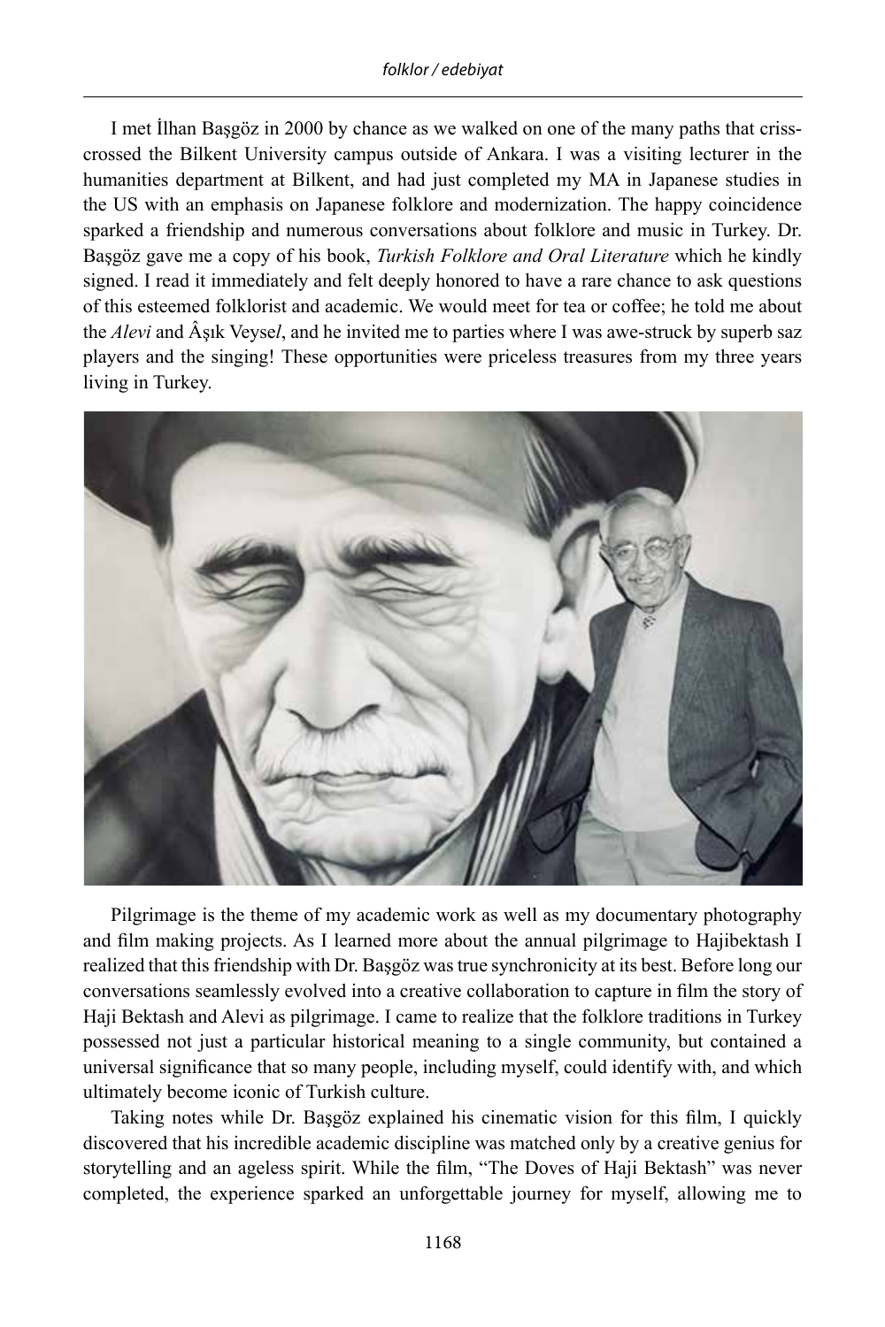I met İlhan Başgöz in 2000 by chance as we walked on one of the many paths that criss-crossed the Bilkent University campus outside of Ankara. I was a visiting lecturer in the humanities department at Bilkent, and had just completed my MA in Japanese studies in the US with an emphasis on Japanese folklore and modernization. The happy coincidence sparked a friendship and numerous conversations about folklore and music in Turkey. Dr. Başgöz gave me a copy of his book, *Turkish Folklore and Oral Literature* which he kindly signed. I read it immediately and felt deeply honored to have a rare chance to ask questions of this esteemed folklorist and academic. We would meet for tea or coffee; he told me about the *Alevi* and Âşık Veyse*l*, and he invited me to parties where I was awe-struck by superb saz players and the singing! These opportunities were priceless treasures from my three years living in Turkey.

Pilgrimage is the theme of my academic work as well as my documentary photography and film making projects. As I learned more about the annual pilgrimage to Hajibektash I realized that this friendship with Dr. Başgöz was true synchronicity at its best. Before long our conversations seamlessly evolved into a creative collaboration to capture in film the story of Haji Bektash and Alevi as pilgrimage. I came to realize that the folklore traditions in Turkey possessed not just a particular historical meaning to a single community, but contained a universal significance that so many people, including myself, could identify with, and which ultimately become iconic of Turkish culture.

Taking notes while Dr. Başgöz explained his cinematic vision for this film, I quickly discovered that his incredible academic discipline was matched only by a creative genius for storytelling and an ageless spirit. While the film, "The Doves of Haji Bektash" was never completed, the experience sparked an unforgettable journey for myself, allowing me to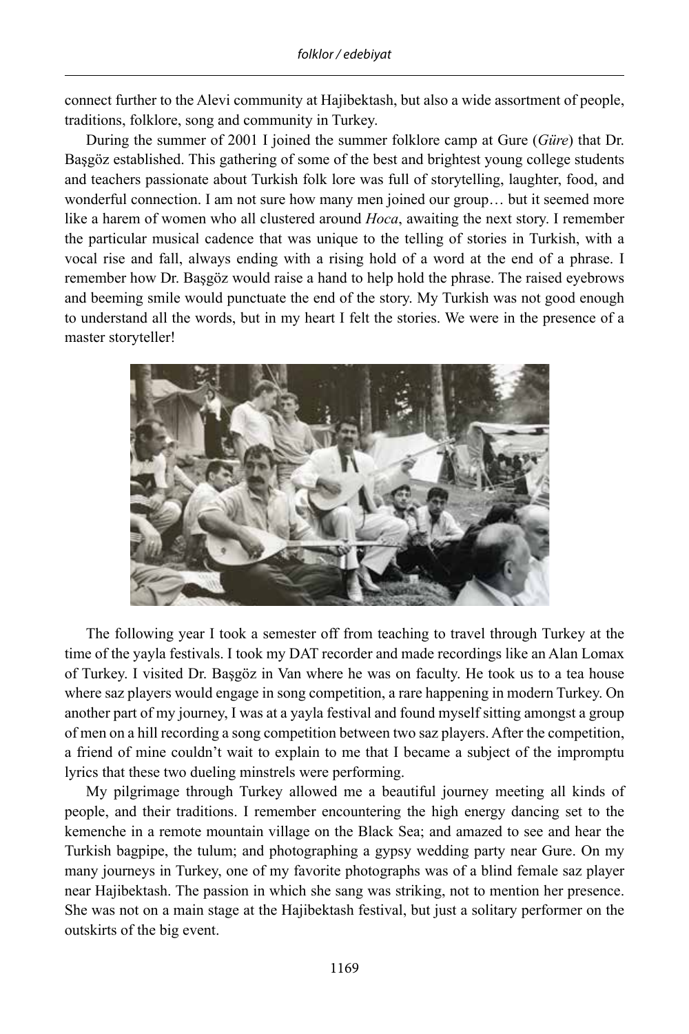connect further to the Alevi community at Hajibektash, but also a wide assortment of people, traditions, folklore, song and community in Turkey.

During the summer of 2001 I joined the summer folklore camp at Gure (*Güre*) that Dr. Başgöz established. This gathering of some of the best and brightest young college students and teachers passionate about Turkish folk lore was full of storytelling, laughter, food, and wonderful connection. I am not sure how many men joined our group… but it seemed more like a harem of women who all clustered around *Hoca*, awaiting the next story. I remember the particular musical cadence that was unique to the telling of stories in Turkish, with a vocal rise and fall, always ending with a rising hold of a word at the end of a phrase. I remember how Dr. Başgöz would raise a hand to help hold the phrase. The raised eyebrows and beeming smile would punctuate the end of the story. My Turkish was not good enough to understand all the words, but in my heart I felt the stories. We were in the presence of a master storyteller!

The following year I took a semester off from teaching to travel through Turkey at the time of the yayla festivals. I took my DAT recorder and made recordings like an Alan Lomax of Turkey. I visited Dr. Başgöz in Van where he was on faculty. He took us to a tea house where saz players would engage in song competition, a rare happening in modern Turkey. On another part of my journey, I was at a yayla festival and found myself sitting amongst a group of men on a hill recording a song competition between two saz players. After the competition, a friend of mine couldn't wait to explain to me that I became a subject of the impromptu lyrics that these two dueling minstrels were performing.

My pilgrimage through Turkey allowed me a beautiful journey meeting all kinds of people, and their traditions. I remember encountering the high energy dancing set to the kemenche in a remote mountain village on the Black Sea; and amazed to see and hear the Turkish bagpipe, the tulum; and photographing a gypsy wedding party near Gure. On my many journeys in Turkey, one of my favorite photographs was of a blind female saz player near Hajibektash. The passion in which she sang was striking, not to mention her presence. She was not on a main stage at the Hajibektash festival, but just a solitary performer on the outskirts of the big event.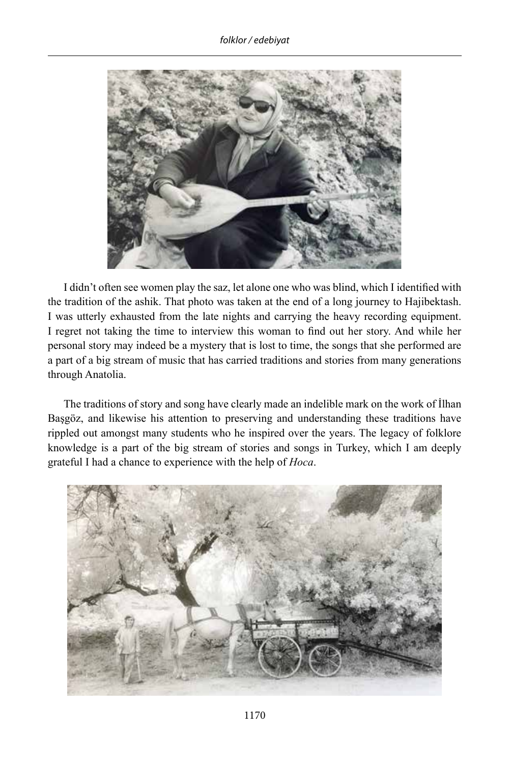I didn't often see women play the saz, let alone one who was blind, which I identified with the tradition of the ashik. That photo was taken at the end of a long journey to Hajibektash. I was utterly exhausted from the late nights and carrying the heavy recording equipment. I regret not taking the time to interview this woman to find out her story. And while her personal story may indeed be a mystery that is lost to time, the songs that she performed are a part of a big stream of music that has carried traditions and stories from many generations through Anatolia.

The traditions of story and song have clearly made an indelible mark on the work of İlhan Başgöz, and likewise his attention to preserving and understanding these traditions have rippled out amongst many students who he inspired over the years. The legacy of folklore knowledge is a part of the big stream of stories and songs in Turkey, which I am deeply grateful I had a chance to experience with the help of *Hoca*.